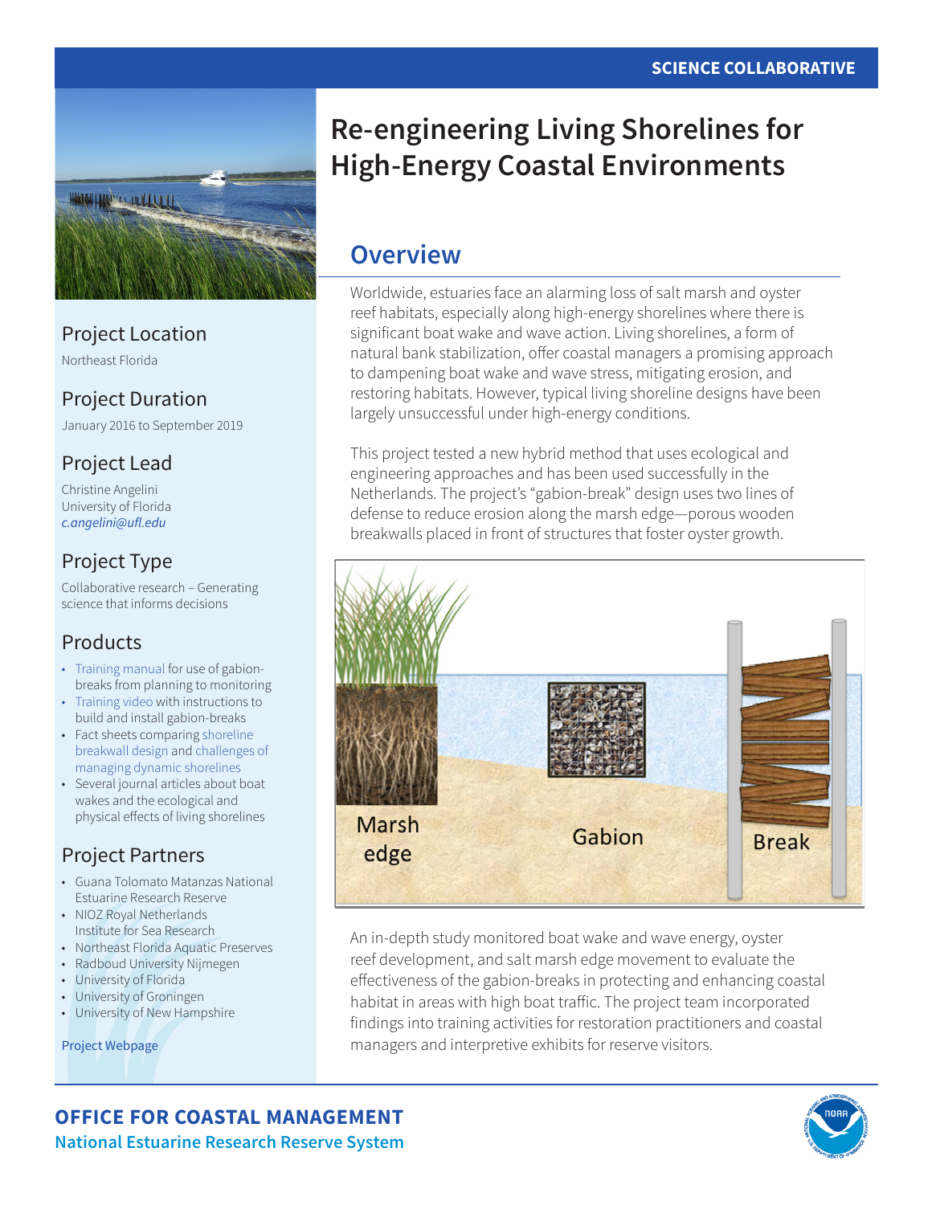SCIENCE COLLABORATIVE

# Re-engineering Living Shorelines for High-Energy Coastal Environments

## Project Location

Northeast Florida

## Project Duration

January 2016 to September 2019

## Project Lead

Christine Angelini
University of Florida
*c.angelini@ufl.edu*

## Project Type

Collaborative research – Generating science that informs decisions

## Products

- Training manual for use of gabion-breaks from planning to monitoring
- Training video with instructions to build and install gabion-breaks
- Fact sheets comparing shoreline breakwall design and challenges of managing dynamic shorelines
- Several journal articles about boat wakes and the ecological and physical effects of living shorelines

## Project Partners

- Guana Tolomato Matanzas National Estuarine Research Reserve
- NIOZ Royal Netherlands Institute for Sea Research
- Northeast Florida Aquatic Preserves
- Radboud University Nijmegen
- University of Florida
- University of Groningen
- University of New Hampshire

Project Webpage

## Overview

Worldwide, estuaries face an alarming loss of salt marsh and oyster reef habitats, especially along high-energy shorelines where there is significant boat wake and wave action. Living shorelines, a form of natural bank stabilization, offer coastal managers a promising approach to dampening boat wake and wave stress, mitigating erosion, and restoring habitats. However, typical living shoreline designs have been largely unsuccessful under high-energy conditions.

This project tested a new hybrid method that uses ecological and engineering approaches and has been used successfully in the Netherlands. The project's "gabion-break" design uses two lines of defense to reduce erosion along the marsh edge—porous wooden breakwalls placed in front of structures that foster oyster growth.

Marsh edge | Gabion | Break

An in-depth study monitored boat wake and wave energy, oyster reef development, and salt marsh edge movement to evaluate the effectiveness of the gabion-breaks in protecting and enhancing coastal habitat in areas with high boat traffic. The project team incorporated findings into training activities for restoration practitioners and coastal managers and interpretive exhibits for reserve visitors.

**OFFICE FOR COASTAL MANAGEMENT**
**National Estuarine Research Reserve System**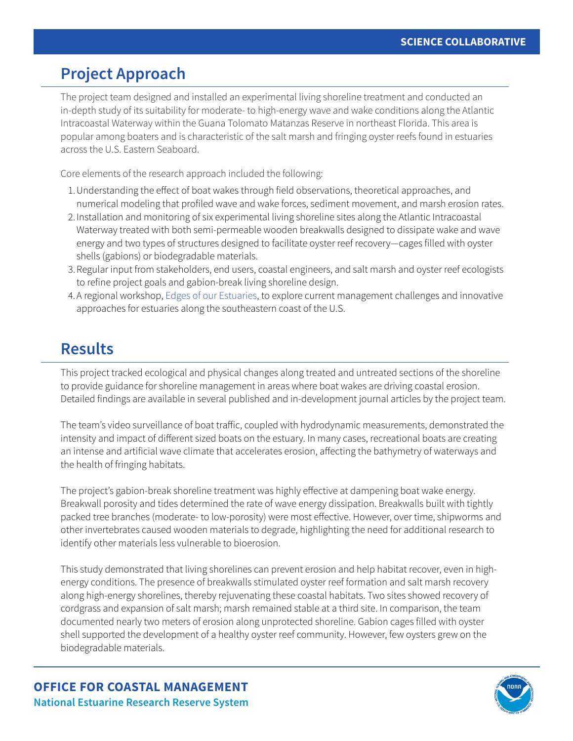## Project Approach

The project team designed and installed an experimental living shoreline treatment and conducted an in-depth study of its suitability for moderate- to high-energy wave and wake conditions along the Atlantic Intracoastal Waterway within the Guana Tolomato Matanzas Reserve in northeast Florida. This area is popular among boaters and is characteristic of the salt marsh and fringing oyster reefs found in estuaries across the U.S. Eastern Seaboard.

Core elements of the research approach included the following:

1. Understanding the effect of boat wakes through field observations, theoretical approaches, and numerical modeling that profiled wave and wake forces, sediment movement, and marsh erosion rates.
2. Installation and monitoring of six experimental living shoreline sites along the Atlantic Intracoastal Waterway treated with both semi-permeable wooden breakwalls designed to dissipate wake and wave energy and two types of structures designed to facilitate oyster reef recovery—cages filled with oyster shells (gabions) or biodegradable materials.
3. Regular input from stakeholders, end users, coastal engineers, and salt marsh and oyster reef ecologists to refine project goals and gabion-break living shoreline design.
4. A regional workshop, Edges of our Estuaries, to explore current management challenges and innovative approaches for estuaries along the southeastern coast of the U.S.

## Results

This project tracked ecological and physical changes along treated and untreated sections of the shoreline to provide guidance for shoreline management in areas where boat wakes are driving coastal erosion. Detailed findings are available in several published and in-development journal articles by the project team.

The team's video surveillance of boat traffic, coupled with hydrodynamic measurements, demonstrated the intensity and impact of different sized boats on the estuary. In many cases, recreational boats are creating an intense and artificial wave climate that accelerates erosion, affecting the bathymetry of waterways and the health of fringing habitats.

The project's gabion-break shoreline treatment was highly effective at dampening boat wake energy. Breakwall porosity and tides determined the rate of wave energy dissipation. Breakwalls built with tightly packed tree branches (moderate- to low-porosity) were most effective. However, over time, shipworms and other invertebrates caused wooden materials to degrade, highlighting the need for additional research to identify other materials less vulnerable to bioerosion.

This study demonstrated that living shorelines can prevent erosion and help habitat recover, even in high-energy conditions. The presence of breakwalls stimulated oyster reef formation and salt marsh recovery along high-energy shorelines, thereby rejuvenating these coastal habitats. Two sites showed recovery of cordgrass and expansion of salt marsh; marsh remained stable at a third site. In comparison, the team documented nearly two meters of erosion along unprotected shoreline. Gabion cages filled with oyster shell supported the development of a healthy oyster reef community. However, few oysters grew on the biodegradable materials.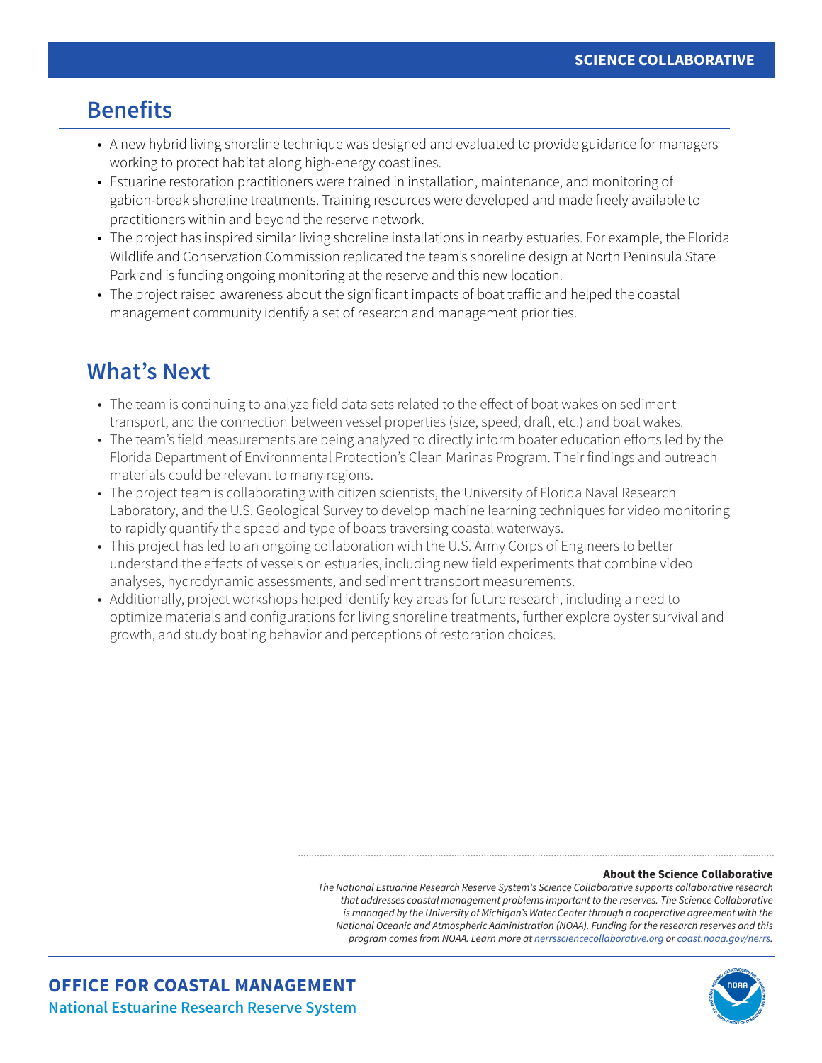## Benefits

- A new hybrid living shoreline technique was designed and evaluated to provide guidance for managers working to protect habitat along high-energy coastlines.
- Estuarine restoration practitioners were trained in installation, maintenance, and monitoring of gabion-break shoreline treatments. Training resources were developed and made freely available to practitioners within and beyond the reserve network.
- The project has inspired similar living shoreline installations in nearby estuaries. For example, the Florida Wildlife and Conservation Commission replicated the team's shoreline design at North Peninsula State Park and is funding ongoing monitoring at the reserve and this new location.
- The project raised awareness about the significant impacts of boat traffic and helped the coastal management community identify a set of research and management priorities.

## What's Next

- The team is continuing to analyze field data sets related to the effect of boat wakes on sediment transport, and the connection between vessel properties (size, speed, draft, etc.) and boat wakes.
- The team's field measurements are being analyzed to directly inform boater education efforts led by the Florida Department of Environmental Protection's Clean Marinas Program. Their findings and outreach materials could be relevant to many regions.
- The project team is collaborating with citizen scientists, the University of Florida Naval Research Laboratory, and the U.S. Geological Survey to develop machine learning techniques for video monitoring to rapidly quantify the speed and type of boats traversing coastal waterways.
- This project has led to an ongoing collaboration with the U.S. Army Corps of Engineers to better understand the effects of vessels on estuaries, including new field experiments that combine video analyses, hydrodynamic assessments, and sediment transport measurements.
- Additionally, project workshops helped identify key areas for future research, including a need to optimize materials and configurations for living shoreline treatments, further explore oyster survival and growth, and study boating behavior and perceptions of restoration choices.

**About the Science Collaborative**

*The National Estuarine Research Reserve System's Science Collaborative supports collaborative research that addresses coastal management problems important to the reserves. The Science Collaborative is managed by the University of Michigan's Water Center through a cooperative agreement with the National Oceanic and Atmospheric Administration (NOAA). Funding for the research reserves and this program comes from NOAA. Learn more at nerrssciencecollaborative.org or coast.noaa.gov/nerrs.*

**OFFICE FOR COASTAL MANAGEMENT**

**National Estuarine Research Reserve System**